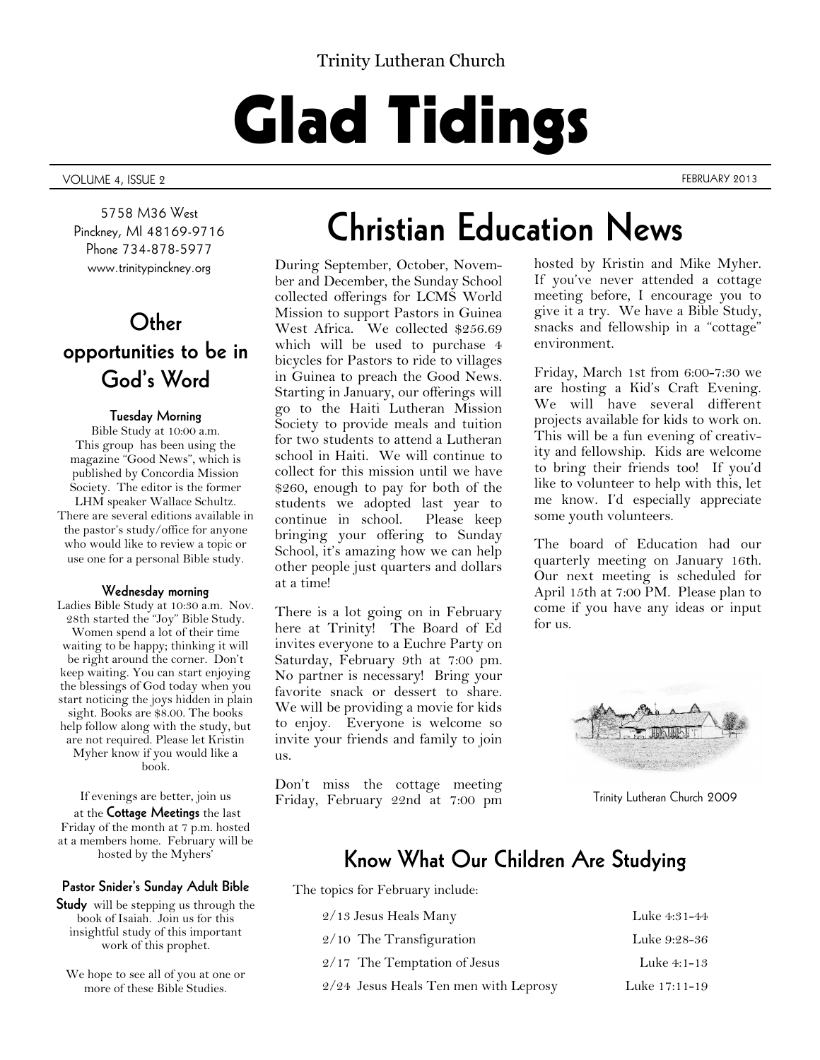Trinity Lutheran Church

# Glad Tidings

VOLUME 4, ISSUE 2 FEBRUARY 2013

5758 M36 West
Pinckney, MI 48169-9716
Phone 734-878-5977
www.trinitypinckney.org

## Other opportunities to be in God's Word

**Tuesday Morning**

Bible Study at 10:00 a.m. This group has been using the magazine "Good News", which is published by Concordia Mission Society. The editor is the former LHM speaker Wallace Schultz. There are several editions available in the pastor's study/office for anyone who would like to review a topic or use one for a personal Bible study.

**Wednesday morning**

Ladies Bible Study at 10:30 a.m. Nov. 28th started the "Joy" Bible Study. Women spend a lot of their time waiting to be happy; thinking it will be right around the corner. Don't keep waiting. You can start enjoying the blessings of God today when you start noticing the joys hidden in plain sight. Books are $8.00. The books help follow along with the study, but are not required. Please let Kristin Myher know if you would like a book.

If evenings are better, join us at the **Cottage Meetings** the last Friday of the month at 7 p.m. hosted at a members home. February will be hosted by the Myhers'

**Pastor Snider's Sunday Adult Bible Study** will be stepping us through the book of Isaiah. Join us for this insightful study of this important work of this prophet.

We hope to see all of you at one or more of these Bible Studies.

# Christian Education News

During September, October, November and December, the Sunday School collected offerings for LCMS World Mission to support Pastors in Guinea West Africa. We collected $256.69 which will be used to purchase 4 bicycles for Pastors to ride to villages in Guinea to preach the Good News. Starting in January, our offerings will go to the Haiti Lutheran Mission Society to provide meals and tuition for two students to attend a Lutheran school in Haiti. We will continue to collect for this mission until we have $260, enough to pay for both of the students we adopted last year to continue in school. Please keep bringing your offering to Sunday School, it's amazing how we can help other people just quarters and dollars at a time!

There is a lot going on in February here at Trinity! The Board of Ed invites everyone to a Euchre Party on Saturday, February 9th at 7:00 pm. No partner is necessary! Bring your favorite snack or dessert to share. We will be providing a movie for kids to enjoy. Everyone is welcome so invite your friends and family to join us.

Don't miss the cottage meeting Friday, February 22nd at 7:00 pm hosted by Kristin and Mike Myher. If you've never attended a cottage meeting before, I encourage you to give it a try. We have a Bible Study, snacks and fellowship in a "cottage" environment.

Friday, March 1st from 6:00-7:30 we are hosting a Kid's Craft Evening. We will have several different projects available for kids to work on. This will be a fun evening of creativity and fellowship. Kids are welcome to bring their friends too! If you'd like to volunteer to help with this, let me know. I'd especially appreciate some youth volunteers.

The board of Education had our quarterly meeting on January 16th. Our next meeting is scheduled for April 15th at 7:00 PM. Please plan to come if you have any ideas or input for us.

Trinity Lutheran Church 2009

## Know What Our Children Are Studying

The topics for February include:

| | |
|---|---|
| 2/13 Jesus Heals Many | Luke 4:31-44 |
| 2/10 The Transfiguration | Luke 9:28-36 |
| 2/17 The Temptation of Jesus | Luke 4:1-13 |
| 2/24 Jesus Heals Ten men with Leprosy | Luke 17:11-19 |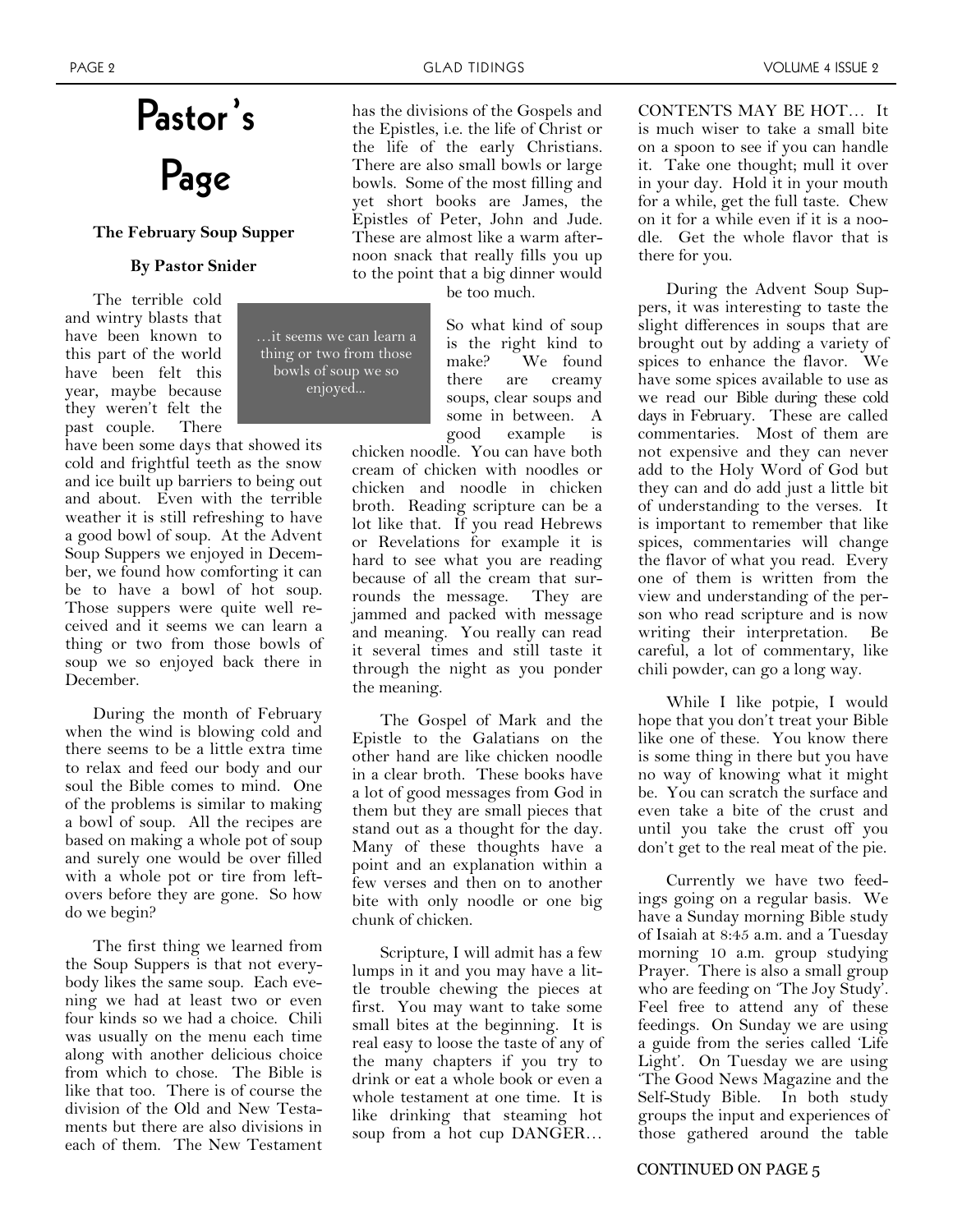# Pastor's Page

**The February Soup Supper**

**By Pastor Snider**

The terrible cold and wintry blasts that have been known to this part of the world have been felt this year, maybe because they weren't felt the past couple. There have been some days that showed its cold and frightful teeth as the snow and ice built up barriers to being out and about. Even with the terrible weather it is still refreshing to have a good bowl of soup. At the Advent Soup Suppers we enjoyed in December, we found how comforting it can be to have a bowl of hot soup. Those suppers were quite well received and it seems we can learn a thing or two from those bowls of soup we so enjoyed back there in December.

> …it seems we can learn a thing or two from those bowls of soup we so enjoyed...

During the month of February when the wind is blowing cold and there seems to be a little extra time to relax and feed our body and our soul the Bible comes to mind. One of the problems is similar to making a bowl of soup. All the recipes are based on making a whole pot of soup and surely one would be over filled with a whole pot or tire from leftovers before they are gone. So how do we begin?

The first thing we learned from the Soup Suppers is that not everybody likes the same soup. Each evening we had at least two or even four kinds so we had a choice. Chili was usually on the menu each time along with another delicious choice from which to chose. The Bible is like that too. There is of course the division of the Old and New Testaments but there are also divisions in each of them. The New Testament has the divisions of the Gospels and the Epistles, i.e. the life of Christ or the life of the early Christians. There are also small bowls or large bowls. Some of the most filling and yet short books are James, the Epistles of Peter, John and Jude. These are almost like a warm afternoon snack that really fills you up to the point that a big dinner would be too much.

So what kind of soup is the right kind to make? We found there are creamy soups, clear soups and some in between. A good example is chicken noodle. You can have both cream of chicken with noodles or chicken and noodle in chicken broth. Reading scripture can be a lot like that. If you read Hebrews or Revelations for example it is hard to see what you are reading because of all the cream that surrounds the message. They are jammed and packed with message and meaning. You really can read it several times and still taste it through the night as you ponder the meaning.

The Gospel of Mark and the Epistle to the Galatians on the other hand are like chicken noodle in a clear broth. These books have a lot of good messages from God in them but they are small pieces that stand out as a thought for the day. Many of these thoughts have a point and an explanation within a few verses and then on to another bite with only noodle or one big chunk of chicken.

Scripture, I will admit has a few lumps in it and you may have a little trouble chewing the pieces at first. You may want to take some small bites at the beginning. It is real easy to loose the taste of any of the many chapters if you try to drink or eat a whole book or even a whole testament at one time. It is like drinking that steaming hot soup from a hot cup DANGER… CONTENTS MAY BE HOT… It is much wiser to take a small bite on a spoon to see if you can handle it. Take one thought; mull it over in your day. Hold it in your mouth for a while, get the full taste. Chew on it for a while even if it is a noodle. Get the whole flavor that is there for you.

During the Advent Soup Suppers, it was interesting to taste the slight differences in soups that are brought out by adding a variety of spices to enhance the flavor. We have some spices available to use as we read our Bible during these cold days in February. These are called commentaries. Most of them are not expensive and they can never add to the Holy Word of God but they can and do add just a little bit of understanding to the verses. It is important to remember that like spices, commentaries will change the flavor of what you read. Every one of them is written from the view and understanding of the person who read scripture and is now writing their interpretation. Be careful, a lot of commentary, like chili powder, can go a long way.

While I like potpie, I would hope that you don't treat your Bible like one of these. You know there is some thing in there but you have no way of knowing what it might be. You can scratch the surface and even take a bite of the crust and until you take the crust off you don't get to the real meat of the pie.

Currently we have two feedings going on a regular basis. We have a Sunday morning Bible study of Isaiah at 8:45 a.m. and a Tuesday morning 10 a.m. group studying Prayer. There is also a small group who are feeding on 'The Joy Study'. Feel free to attend any of these feedings. On Sunday we are using a guide from the series called 'Life Light'. On Tuesday we are using 'The Good News Magazine and the Self-Study Bible. In both study groups the input and experiences of those gathered around the table

CONTINUED ON PAGE 5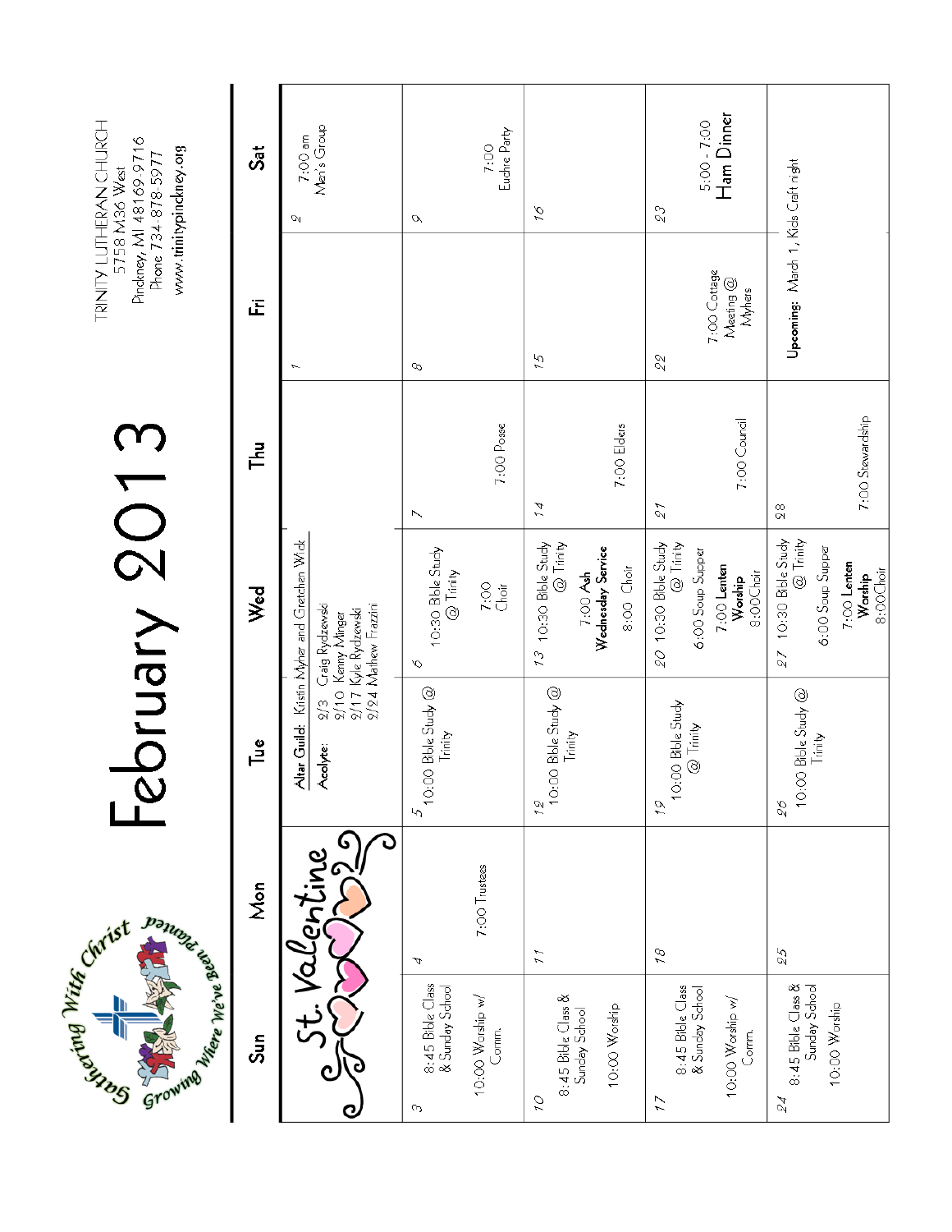# February 2013

TRINITY LUTHERAN CHURCH
5758 M36 West
Pinckney, MI 48169-9716
Phone 734-878-5977
www.trinitypinckney.org

Gathering With Christ — Growing Where We've Been Planted

| Sun | Mon | Tue | Wed | Thu | Fri | Sat |
|---|---|---|---|---|---|---|
| St. Valentine | | **Altar Guild:** Kristin Myher and Gretchen Wick<br>**Acolyte:** 2/3 Craig Rydzewski<br>2/10 Kenny Minger<br>2/17 Kyle Rydzewski<br>2/24 Mathew Frazzini | | | 1 | 2<br>7:00 am Men's Group |
| 3<br>8:45 Bible Class & Sunday School<br>10:00 Worship w/ Comm. | 4<br>7:00 Trustees | 5<br>10:00 Bible Study @ Trinity | 6<br>10:30 Bible Study @ Trinity<br>7:00 Choir | 7<br>7:00 Posse | 8 | 9<br>7:00 Euchre Party |
| 10<br>8:45 Bible Class & Sunday School<br>10:00 Worship | 11 | 12<br>10:00 Bible Study @ Trinity | 13<br>10:30 Bible Study @ Trinity<br>7:00 **Ash Wednesday Service**<br>8:00 Choir | 14<br>7:00 Elders | 15 | 16 |
| 17<br>8:45 Bible Class & Sunday School<br>10:00 Worship w/ Comm. | 18 | 19<br>10:00 Bible Study @ Trinity | 20<br>10:30 Bible Study @ Trinity<br>6:00 Soup Supper<br>7:00 **Lenten Worship**<br>8:00Choir | 21<br>7:00 Council | 22<br>7:00 Cottage Meeting @ Myhers | 23<br>5:00 - 7:00<br>Ham Dinner |
| 24<br>8:45 Bible Class & Sunday School<br>10:00 Worship | 25 | 26<br>10:00 Bible Study @ Trinity | 27<br>10:30 Bible Study @ Trinity<br>6:00 Soup Supper<br>7:00 **Lenten Worship**<br>8:00Choir | 28<br>7:00 Stewardship | **Upcoming:** March 1, Kids Craft night | |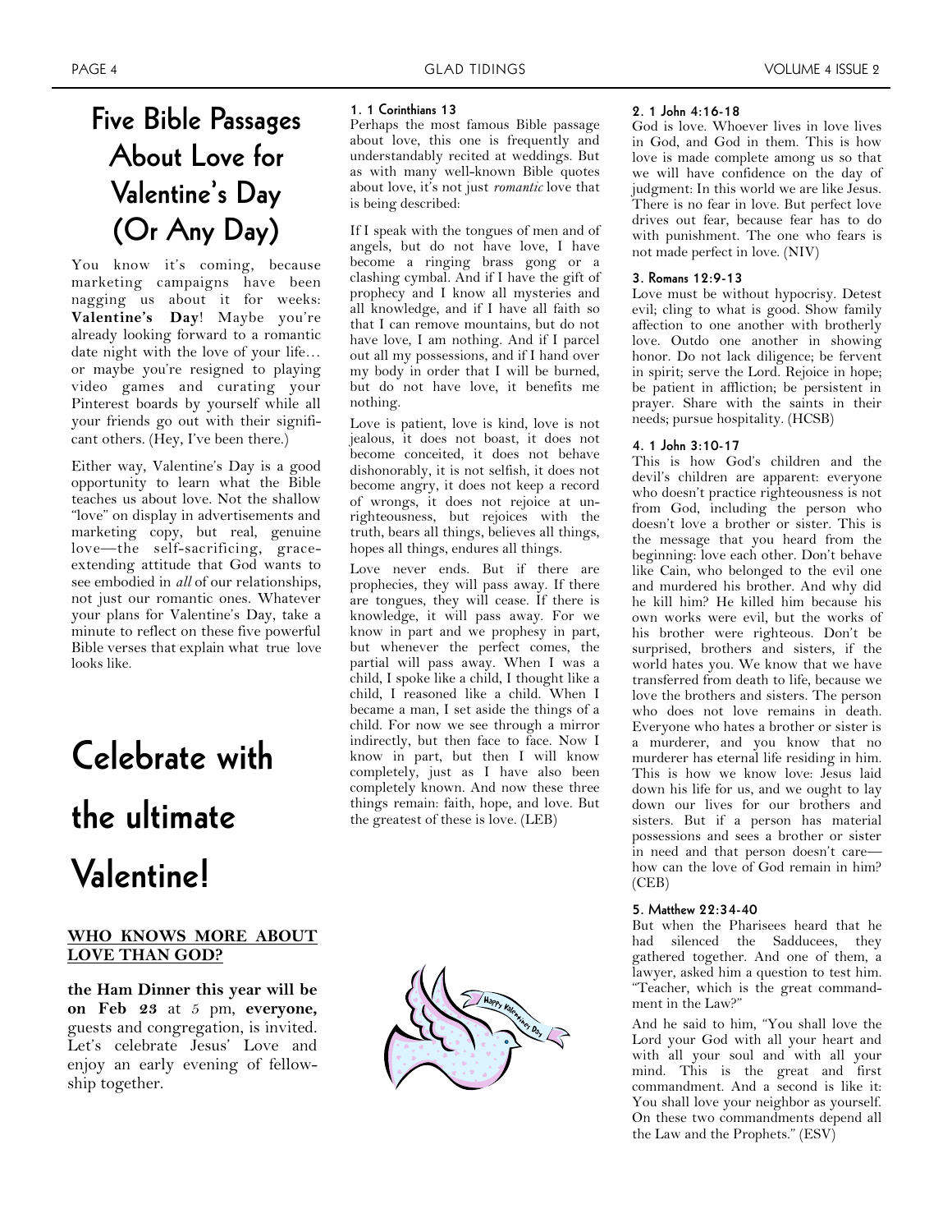# Five Bible Passages About Love for Valentine's Day (Or Any Day)

You know it's coming, because marketing campaigns have been nagging us about it for weeks: **Valentine's Day**! Maybe you're already looking forward to a romantic date night with the love of your life… or maybe you're resigned to playing video games and curating your Pinterest boards by yourself while all your friends go out with their significant others. (Hey, I've been there.)

Either way, Valentine's Day is a good opportunity to learn what the Bible teaches us about love. Not the shallow "love" on display in advertisements and marketing copy, but real, genuine love—the self-sacrificing, grace-extending attitude that God wants to see embodied in *all* of our relationships, not just our romantic ones. Whatever your plans for Valentine's Day, take a minute to reflect on these five powerful Bible verses that explain what true love looks like.

### 1. 1 Corinthians 13

Perhaps the most famous Bible passage about love, this one is frequently and understandably recited at weddings. But as with many well-known Bible quotes about love, it's not just *romantic* love that is being described:

If I speak with the tongues of men and of angels, but do not have love, I have become a ringing brass gong or a clashing cymbal. And if I have the gift of prophecy and I know all mysteries and all knowledge, and if I have all faith so that I can remove mountains, but do not have love, I am nothing. And if I parcel out all my possessions, and if I hand over my body in order that I will be burned, but do not have love, it benefits me nothing.

Love is patient, love is kind, love is not jealous, it does not boast, it does not become conceited, it does not behave dishonorably, it is not selfish, it does not become angry, it does not keep a record of wrongs, it does not rejoice at unrighteousness, but rejoices with the truth, bears all things, believes all things, hopes all things, endures all things.

Love never ends. But if there are prophecies, they will pass away. If there are tongues, they will cease. If there is knowledge, it will pass away. For we know in part and we prophesy in part, but whenever the perfect comes, the partial will pass away. When I was a child, I spoke like a child, I thought like a child, I reasoned like a child. When I became a man, I set aside the things of a child. For now we see through a mirror indirectly, but then face to face. Now I know in part, but then I will know completely, just as I have also been completely known. And now these three things remain: faith, hope, and love. But the greatest of these is love. (LEB)

### 2. 1 John 4:16-18

God is love. Whoever lives in love lives in God, and God in them. This is how love is made complete among us so that we will have confidence on the day of judgment: In this world we are like Jesus. There is no fear in love. But perfect love drives out fear, because fear has to do with punishment. The one who fears is not made perfect in love. (NIV)

### 3. Romans 12:9-13

Love must be without hypocrisy. Detest evil; cling to what is good. Show family affection to one another with brotherly love. Outdo one another in showing honor. Do not lack diligence; be fervent in spirit; serve the Lord. Rejoice in hope; be patient in affliction; be persistent in prayer. Share with the saints in their needs; pursue hospitality. (HCSB)

### 4. 1 John 3:10-17

This is how God's children and the devil's children are apparent: everyone who doesn't practice righteousness is not from God, including the person who doesn't love a brother or sister. This is the message that you heard from the beginning: love each other. Don't behave like Cain, who belonged to the evil one and murdered his brother. And why did he kill him? He killed him because his own works were evil, but the works of his brother were righteous. Don't be surprised, brothers and sisters, if the world hates you. We know that we have transferred from death to life, because we love the brothers and sisters. The person who does not love remains in death. Everyone who hates a brother or sister is a murderer, and you know that no murderer has eternal life residing in him. This is how we know love: Jesus laid down his life for us, and we ought to lay down our lives for our brothers and sisters. But if a person has material possessions and sees a brother or sister in need and that person doesn't care—how can the love of God remain in him? (CEB)

### 5. Matthew 22:34-40

But when the Pharisees heard that he had silenced the Sadducees, they gathered together. And one of them, a lawyer, asked him a question to test him. "Teacher, which is the great commandment in the Law?"

And he said to him, "You shall love the Lord your God with all your heart and with all your soul and with all your mind. This is the great and first commandment. And a second is like it: You shall love your neighbor as yourself. On these two commandments depend all the Law and the Prophets." (ESV)

# Celebrate with the ultimate Valentine!

**WHO KNOWS MORE ABOUT LOVE THAN GOD?**

**the Ham Dinner this year will be on Feb 23** at 5 pm, **everyone,** guests and congregation, is invited. Let's celebrate Jesus' Love and enjoy an early evening of fellowship together.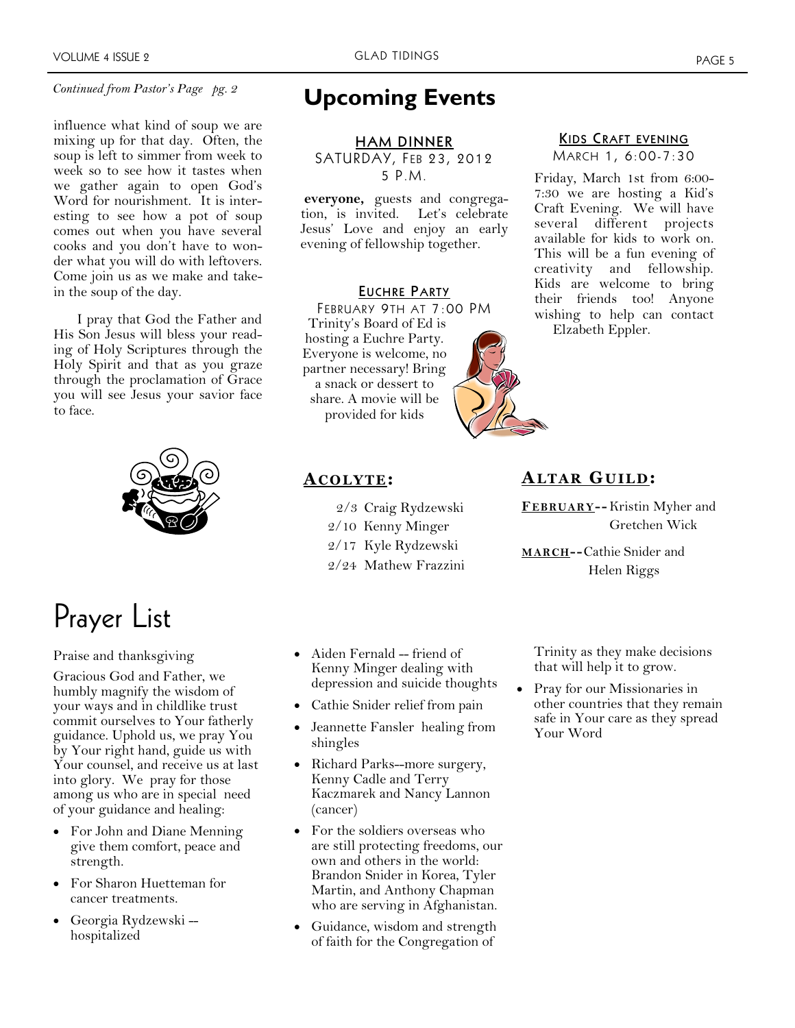*Continued from Pastor's Page pg. 2*

influence what kind of soup we are mixing up for that day. Often, the soup is left to simmer from week to week so to see how it tastes when we gather again to open God's Word for nourishment. It is interesting to see how a pot of soup comes out when you have several cooks and you don't have to wonder what you will do with leftovers. Come join us as we make and take-in the soup of the day.

I pray that God the Father and His Son Jesus will bless your reading of Holy Scriptures through the Holy Spirit and that as you graze through the proclamation of Grace you will see Jesus your savior face to face.

# Upcoming Events

### HAM DINNER

SATURDAY, FEB 23, 2012
5 P.M.

**everyone,** guests and congregation, is invited. Let's celebrate Jesus' Love and enjoy an early evening of fellowship together.

### EUCHRE PARTY

FEBRUARY 9TH AT 7:00 PM

Trinity's Board of Ed is hosting a Euchre Party. Everyone is welcome, no partner necessary! Bring a snack or dessert to share. A movie will be provided for kids

### KIDS CRAFT EVENING

MARCH 1, 6:00-7:30

Friday, March 1st from 6:00-7:30 we are hosting a Kid's Craft Evening. We will have several different projects available for kids to work on. This will be a fun evening of creativity and fellowship. Kids are welcome to bring their friends too! Anyone wishing to help can contact Elzabeth Eppler.

## ACOLYTE:

2/3 Craig Rydzewski
2/10 Kenny Minger
2/17 Kyle Rydzewski
2/24 Mathew Frazzini

## ALTAR GUILD:

**FEBRUARY**--Kristin Myher and Gretchen Wick

**MARCH**--Cathie Snider and Helen Riggs

# Prayer List

Praise and thanksgiving

Gracious God and Father, we humbly magnify the wisdom of your ways and in childlike trust commit ourselves to Your fatherly guidance. Uphold us, we pray You by Your right hand, guide us with Your counsel, and receive us at last into glory. We pray for those among us who are in special need of your guidance and healing:

- For John and Diane Menning give them comfort, peace and strength.
- For Sharon Huetteman for cancer treatments.
- Georgia Rydzewski -- hospitalized
- Aiden Fernald -- friend of Kenny Minger dealing with depression and suicide thoughts
- Cathie Snider relief from pain
- Jeannette Fansler healing from shingles
- Richard Parks--more surgery, Kenny Cadle and Terry Kaczmarek and Nancy Lannon (cancer)
- For the soldiers overseas who are still protecting freedoms, our own and others in the world: Brandon Snider in Korea, Tyler Martin, and Anthony Chapman who are serving in Afghanistan.
- Guidance, wisdom and strength of faith for the Congregation of Trinity as they make decisions that will help it to grow.
- Pray for our Missionaries in other countries that they remain safe in Your care as they spread Your Word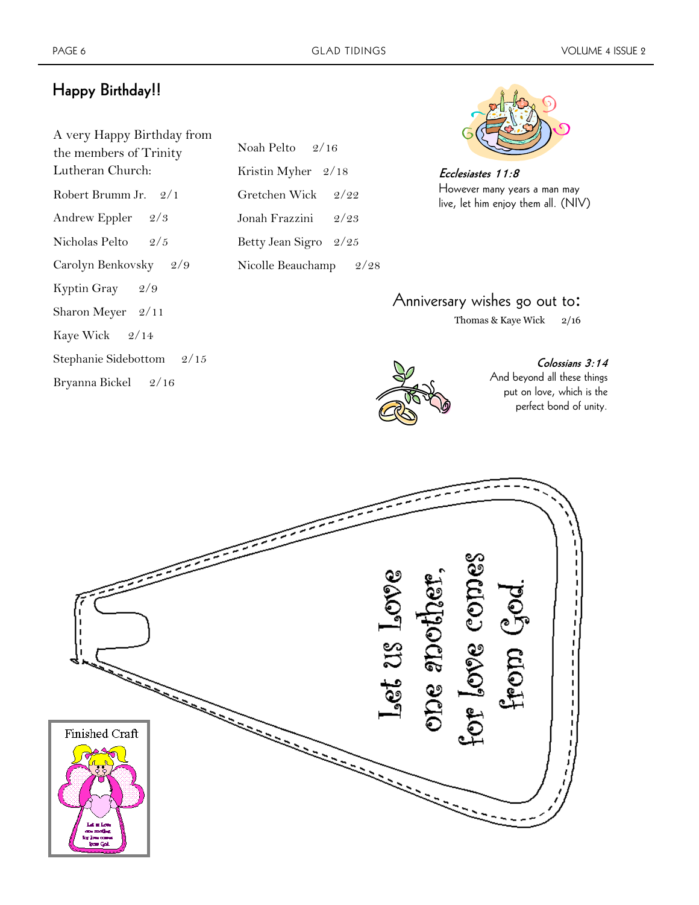## Happy Birthday!!

A very Happy Birthday from the members of Trinity Lutheran Church:

Robert Brumm Jr. 2/1

Andrew Eppler 2/3

Nicholas Pelto 2/5

Carolyn Benkovsky 2/9

Kyptin Gray 2/9

Sharon Meyer 2/11

Kaye Wick 2/14

Stephanie Sidebottom 2/15

Bryanna Bickel 2/16

Noah Pelto 2/16

Kristin Myher 2/18

Gretchen Wick 2/22

Jonah Frazzini 2/23

Betty Jean Sigro 2/25

Nicolle Beauchamp 2/28

***Ecclesiastes 11:8***
However many years a man may live, let him enjoy them all. (NIV)

### Anniversary wishes go out to:

Thomas & Kaye Wick 2/16

***Colossians 3:14***
And beyond all these things put on love, which is the perfect bond of unity.

Let us Love one another, for love comes from God.

Finished Craft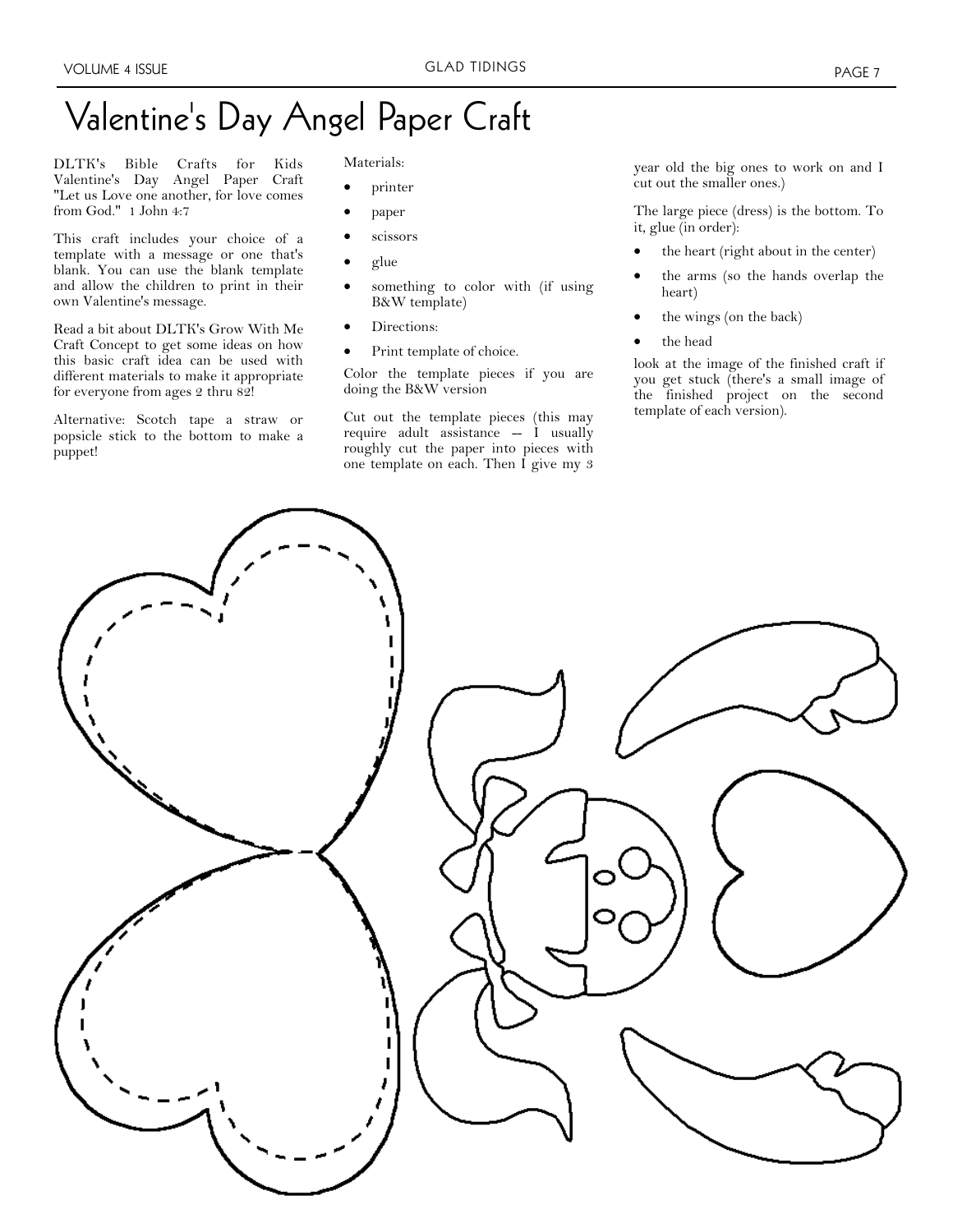# Valentine's Day Angel Paper Craft

DLTK's Bible Crafts for Kids Valentine's Day Angel Paper Craft "Let us Love one another, for love comes from God." 1 John 4:7

This craft includes your choice of a template with a message or one that's blank. You can use the blank template and allow the children to print in their own Valentine's message.

Read a bit about DLTK's Grow With Me Craft Concept to get some ideas on how this basic craft idea can be used with different materials to make it appropriate for everyone from ages 2 thru 82!

Alternative: Scotch tape a straw or popsicle stick to the bottom to make a puppet!

Materials:

- printer
- paper
- scissors
- glue
- something to color with (if using B&W template)
- Directions:
- Print template of choice.

Color the template pieces if you are doing the B&W version

Cut out the template pieces (this may require adult assistance — I usually roughly cut the paper into pieces with one template on each. Then I give my 3 year old the big ones to work on and I cut out the smaller ones.)

The large piece (dress) is the bottom. To it, glue (in order):

- the heart (right about in the center)
- the arms (so the hands overlap the heart)
- the wings (on the back)
- the head

look at the image of the finished craft if you get stuck (there's a small image of the finished project on the second template of each version).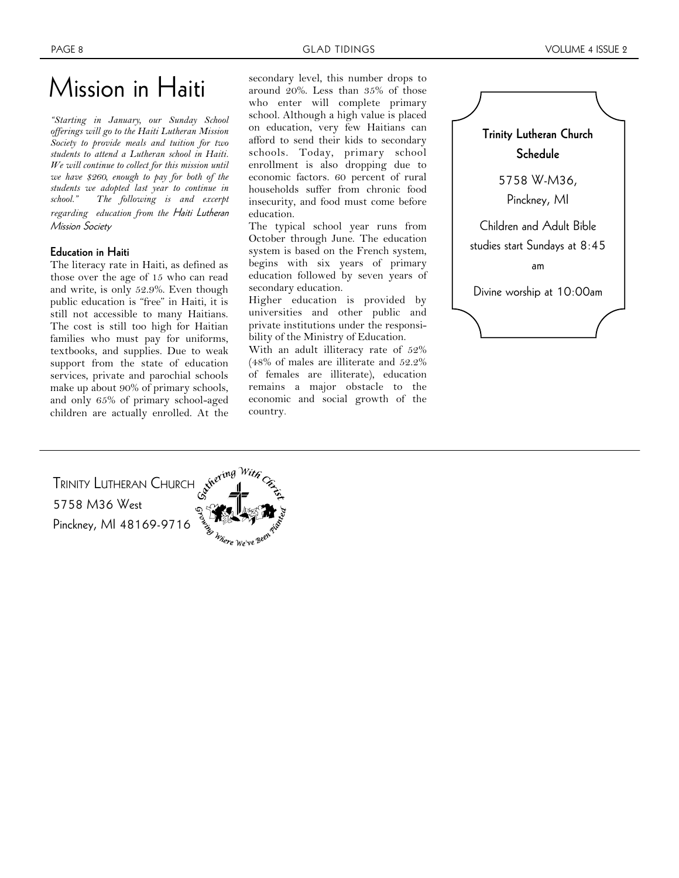# Mission in Haiti

*"Starting in January, our Sunday School offerings will go to the Haiti Lutheran Mission Society to provide meals and tuition for two students to attend a Lutheran school in Haiti. We will continue to collect for this mission until we have $260, enough to pay for both of the students we adopted last year to continue in school." The following is and excerpt regarding education from the Haiti Lutheran Mission Society*

### Education in Haiti

The literacy rate in Haiti, as defined as those over the age of 15 who can read and write, is only 52.9%. Even though public education is "free" in Haiti, it is still not accessible to many Haitians. The cost is still too high for Haitian families who must pay for uniforms, textbooks, and supplies. Due to weak support from the state of education services, private and parochial schools make up about 90% of primary schools, and only 65% of primary school-aged children are actually enrolled. At the secondary level, this number drops to around 20%. Less than 35% of those who enter will complete primary school. Although a high value is placed on education, very few Haitians can afford to send their kids to secondary schools. Today, primary school enrollment is also dropping due to economic factors. 60 percent of rural households suffer from chronic food insecurity, and food must come before education.

The typical school year runs from October through June. The education system is based on the French system, begins with six years of primary education followed by seven years of secondary education.

Higher education is provided by universities and other public and private institutions under the responsibility of the Ministry of Education.

With an adult illiteracy rate of 52% (48% of males are illiterate and 52.2% of females are illiterate), education remains a major obstacle to the economic and social growth of the country.

**Trinity Lutheran Church Schedule**

5758 W-M36,
Pinckney, MI

Children and Adult Bible studies start Sundays at 8:45 am

Divine worship at 10:00am

Trinity Lutheran Church
5758 M36 West
Pinckney, MI 48169-9716

Gathering With Christ
Growing Where We've Been Planted